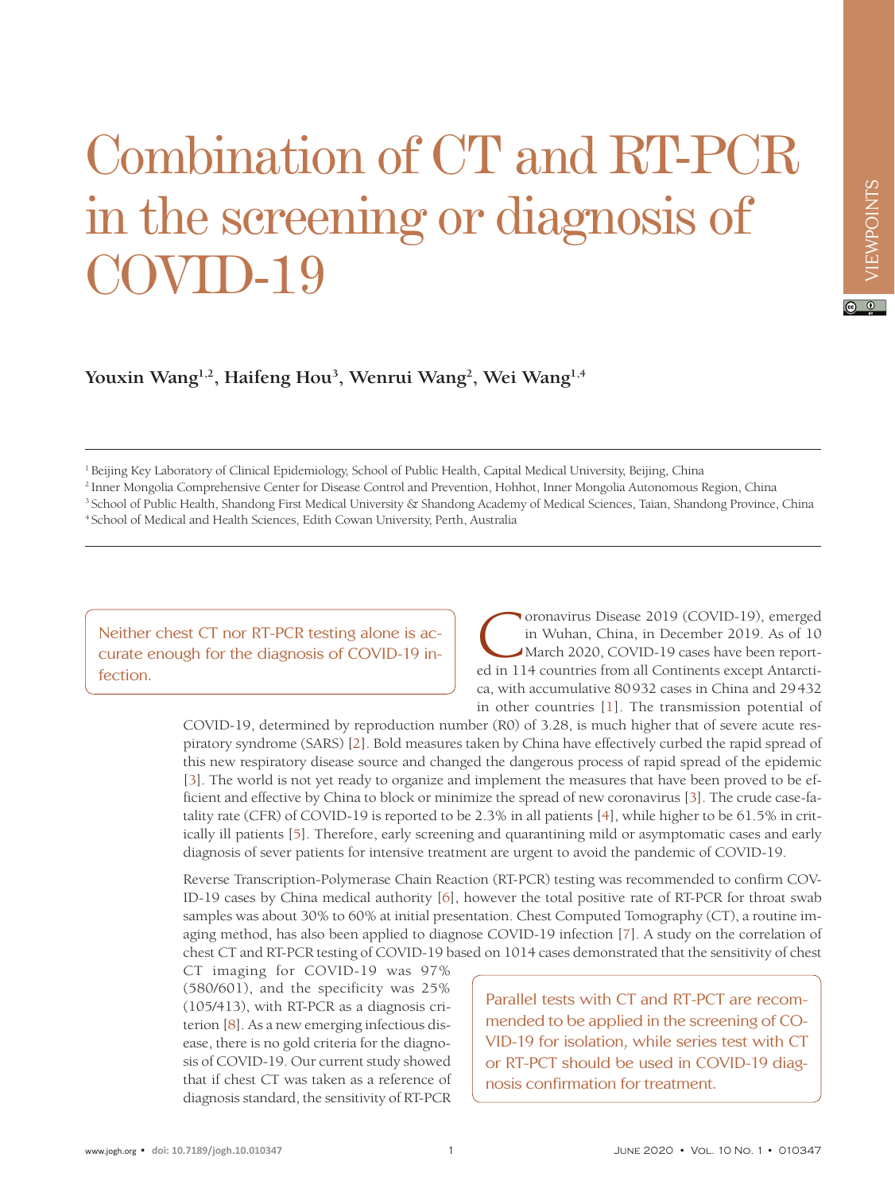# Combination of CT and RT-PCR in the screening or diagnosis of COVID-19

**Youxin Wang[1,2], Haifeng Hou[3], Wenrui Wang[2], Wei Wang[1,4]**

[1] Beijing Key Laboratory of Clinical Epidemiology, School of Public Health, Capital Medical University, Beijing, China
[2] Inner Mongolia Comprehensive Center for Disease Control and Prevention, Hohhot, Inner Mongolia Autonomous Region, China
[3] School of Public Health, Shandong First Medical University & Shandong Academy of Medical Sciences, Taian, Shandong Province, China
[4] School of Medical and Health Sciences, Edith Cowan University, Perth, Australia

> Neither chest CT nor RT-PCR testing alone is accurate enough for the diagnosis of COVID-19 infection.

Coronavirus Disease 2019 (COVID-19), emerged in Wuhan, China, in December 2019. As of 10 March 2020, COVID-19 cases have been reported in 114 countries from all Continents except Antarctica, with accumulative 80932 cases in China and 29432 in other countries [1]. The transmission potential of COVID-19, determined by reproduction number (R0) of 3.28, is much higher that of severe acute respiratory syndrome (SARS) [2]. Bold measures taken by China have effectively curbed the rapid spread of this new respiratory disease source and changed the dangerous process of rapid spread of the epidemic [3]. The world is not yet ready to organize and implement the measures that have been proved to be efficient and effective by China to block or minimize the spread of new coronavirus [3]. The crude case-fatality rate (CFR) of COVID-19 is reported to be 2.3% in all patients [4], while higher to be 61.5% in critically ill patients [5]. Therefore, early screening and quarantining mild or asymptomatic cases and early diagnosis of sever patients for intensive treatment are urgent to avoid the pandemic of COVID-19.

Reverse Transcription-Polymerase Chain Reaction (RT-PCR) testing was recommended to confirm COVID-19 cases by China medical authority [6], however the total positive rate of RT-PCR for throat swab samples was about 30% to 60% at initial presentation. Chest Computed Tomography (CT), a routine imaging method, has also been applied to diagnose COVID-19 infection [7]. A study on the correlation of chest CT and RT-PCR testing of COVID-19 based on 1014 cases demonstrated that the sensitivity of chest CT imaging for COVID-19 was 97% (580/601), and the specificity was 25% (105/413), with RT-PCR as a diagnosis criterion [8]. As a new emerging infectious disease, there is no gold criteria for the diagnosis of COVID-19. Our current study showed that if chest CT was taken as a reference of diagnosis standard, the sensitivity of RT-PCR

> Parallel tests with CT and RT-PCT are recommended to be applied in the screening of COVID-19 for isolation, while series test with CT or RT-PCT should be used in COVID-19 diagnosis confirmation for treatment.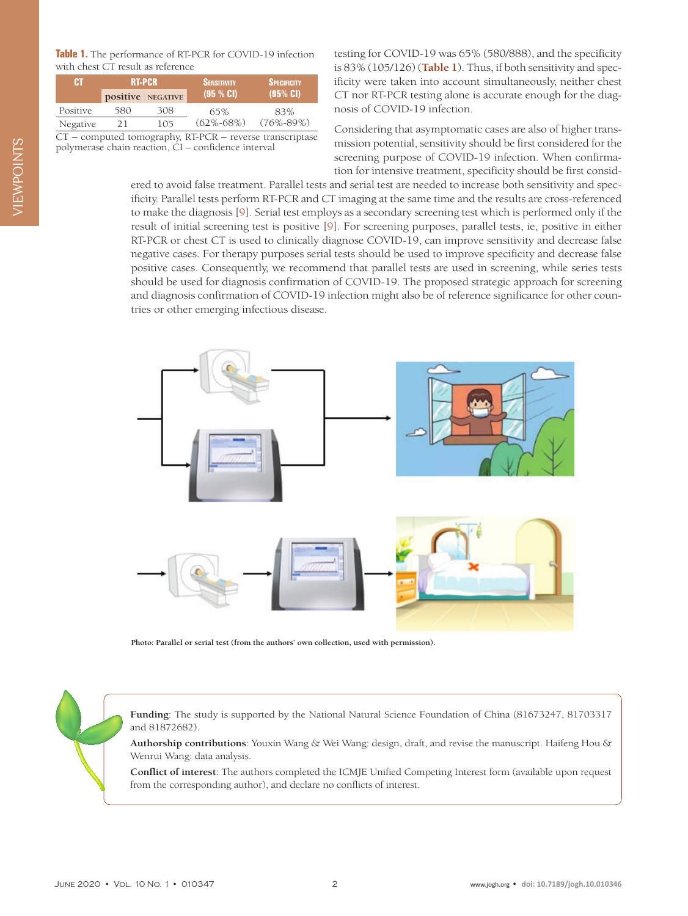**Table 1.** The performance of RT-PCR for COVID-19 infection with chest CT result as reference

| CT | RT-PCR | | Sensitivity (95 % CI) | Specificity (95% CI) |
|---|---|---|---|---|
| | positive | negative | | |
| Positive | 580 | 308 | 65% (62%-68%) | 83% (76%-89%) |
| Negative | 21 | 105 | | |

CT – computed tomography, RT-PCR – reverse transcriptase polymerase chain reaction, CI – confidence interval

testing for COVID-19 was 65% (580/888), and the specificity is 83% (105/126) (**Table 1**). Thus, if both sensitivity and specificity were taken into account simultaneously, neither chest CT nor RT-PCR testing alone is accurate enough for the diagnosis of COVID-19 infection.

Considering that asymptomatic cases are also of higher transmission potential, sensitivity should be first considered for the screening purpose of COVID-19 infection. When confirmation for intensive treatment, specificity should be first considered to avoid false treatment. Parallel tests and serial test are needed to increase both sensitivity and specificity. Parallel tests perform RT-PCR and CT imaging at the same time and the results are cross-referenced to make the diagnosis [9]. Serial test employs as a secondary screening test which is performed only if the result of initial screening test is positive [9]. For screening purposes, parallel tests, ie, positive in either RT-PCR or chest CT is used to clinically diagnose COVID-19, can improve sensitivity and decrease false negative cases. For therapy purposes serial tests should be used to improve specificity and decrease false positive cases. Consequently, we recommend that parallel tests are used in screening, while series tests should be used for diagnosis confirmation of COVID-19. The proposed strategic approach for screening and diagnosis confirmation of COVID-19 infection might also be of reference significance for other countries or other emerging infectious disease.

**Photo: Parallel or serial test (from the authors' own collection, used with permission).**

**Funding**: The study is supported by the National Natural Science Foundation of China (81673247, 81703317 and 81872682).

**Authorship contributions**: Youxin Wang & Wei Wang: design, draft, and revise the manuscript. Haifeng Hou & Wenrui Wang: data analysis.

**Conflict of interest**: The authors completed the ICMJE Unified Competing Interest form (available upon request from the corresponding author), and declare no conflicts of interest.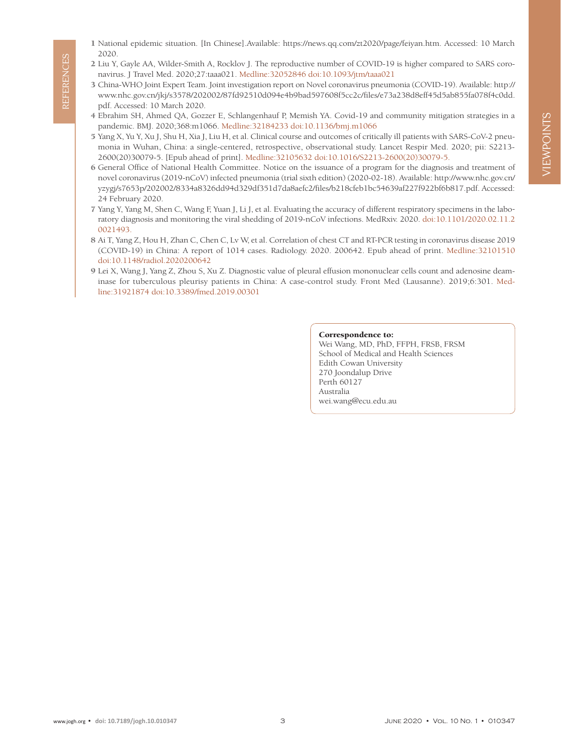## REFERENCES

1. National epidemic situation. [In Chinese].Available: https://news.qq.com/zt2020/page/feiyan.htm. Accessed: 10 March 2020.
2. Liu Y, Gayle AA, Wilder-Smith A, Rocklov J. The reproductive number of COVID-19 is higher compared to SARS coronavirus. J Travel Med. 2020;27:taaa021. Medline:32052846 doi:10.1093/jtm/taaa021
3. China-WHO Joint Expert Team. Joint investigation report on Novel coronavirus pneumonia (COVID-19). Available: http://www.nhc.gov.cn/jkj/s3578/202002/87fd92510d094e4b9bad597608f5cc2c/files/e73a238d8eff45d5ab855fa078f4c0dd.pdf. Accessed: 10 March 2020.
4. Ebrahim SH, Ahmed QA, Gozzer E, Schlangenhauf P, Memish YA. Covid-19 and community mitigation strategies in a pandemic. BMJ. 2020;368:m1066. Medline:32184233 doi:10.1136/bmj.m1066
5. Yang X, Yu Y, Xu J, Shu H, Xia J, Liu H, et al. Clinical course and outcomes of critically ill patients with SARS-CoV-2 pneumonia in Wuhan, China: a single-centered, retrospective, observational study. Lancet Respir Med. 2020; pii: S2213-2600(20)30079-5. [Epub ahead of print]. Medline:32105632 doi:10.1016/S2213-2600(20)30079-5.
6. General Office of National Health Committee. Notice on the issuance of a program for the diagnosis and treatment of novel coronavirus (2019-nCoV) infected pneumonia (trial sixth edition) (2020-02-18). Available: http://www.nhc.gov.cn/yzygj/s7653p/202002/8334a8326dd94d329df351d7da8aefc2/files/b218cfeb1bc54639af227f922bf6b817.pdf. Accessed: 24 February 2020.
7. Yang Y, Yang M, Shen C, Wang F, Yuan J, Li J, et al. Evaluating the accuracy of different respiratory specimens in the laboratory diagnosis and monitoring the viral shedding of 2019-nCoV infections. MedRxiv. 2020. doi:10.1101/2020.02.11.20021493.
8. Ai T, Yang Z, Hou H, Zhan C, Chen C, Lv W, et al. Correlation of chest CT and RT-PCR testing in coronavirus disease 2019 (COVID-19) in China: A report of 1014 cases. Radiology. 2020. 200642. Epub ahead of print. Medline:32101510 doi:10.1148/radiol.2020200642
9. Lei X, Wang J, Yang Z, Zhou S, Xu Z. Diagnostic value of pleural effusion mononuclear cells count and adenosine deaminase for tuberculous pleurisy patients in China: A case-control study. Front Med (Lausanne). 2019;6:301. Medline:31921874 doi:10.3389/fmed.2019.00301

**Correspondence to:**
Wei Wang, MD, PhD, FFPH, FRSB, FRSM
School of Medical and Health Sciences
Edith Cowan University
270 Joondalup Drive
Perth 60127
Australia
wei.wang@ecu.edu.au